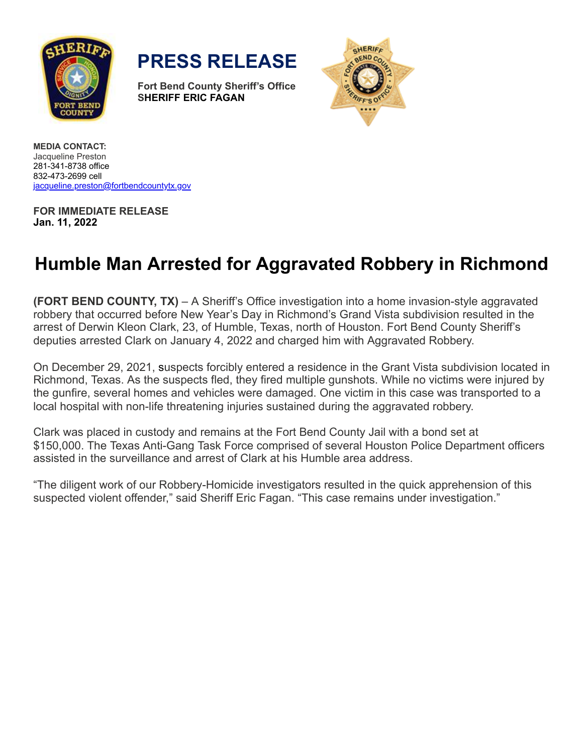# PRESS RELEASE

**Fort Bend County Sheriff's Office**
**SHERIFF ERIC FAGAN**

**MEDIA CONTACT:**
Jacqueline Preston
281-341-8738 office
832-473-2699 cell
jacqueline.preston@fortbendcountytx.gov

**FOR IMMEDIATE RELEASE**
**Jan. 11, 2022**

# Humble Man Arrested for Aggravated Robbery in Richmond

**(FORT BEND COUNTY, TX)** – A Sheriff's Office investigation into a home invasion-style aggravated robbery that occurred before New Year's Day in Richmond's Grand Vista subdivision resulted in the arrest of Derwin Kleon Clark, 23, of Humble, Texas, north of Houston. Fort Bend County Sheriff's deputies arrested Clark on January 4, 2022 and charged him with Aggravated Robbery.

On December 29, 2021, suspects forcibly entered a residence in the Grant Vista subdivision located in Richmond, Texas. As the suspects fled, they fired multiple gunshots. While no victims were injured by the gunfire, several homes and vehicles were damaged. One victim in this case was transported to a local hospital with non-life threatening injuries sustained during the aggravated robbery.

Clark was placed in custody and remains at the Fort Bend County Jail with a bond set at $150,000. The Texas Anti-Gang Task Force comprised of several Houston Police Department officers assisted in the surveillance and arrest of Clark at his Humble area address.

"The diligent work of our Robbery-Homicide investigators resulted in the quick apprehension of this suspected violent offender," said Sheriff Eric Fagan. "This case remains under investigation."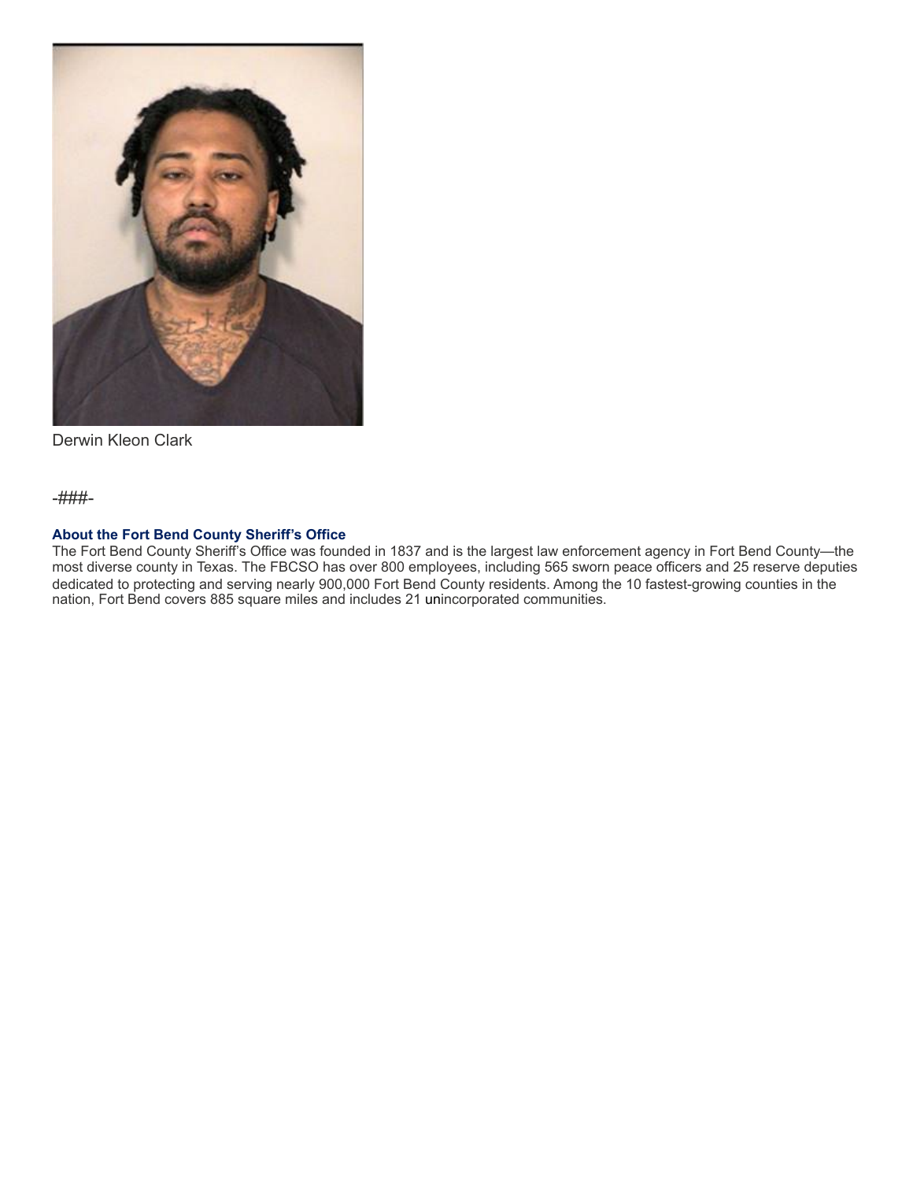Derwin Kleon Clark

-###-

**About the Fort Bend County Sheriff's Office**

The Fort Bend County Sheriff's Office was founded in 1837 and is the largest law enforcement agency in Fort Bend County—the most diverse county in Texas. The FBCSO has over 800 employees, including 565 sworn peace officers and 25 reserve deputies dedicated to protecting and serving nearly 900,000 Fort Bend County residents. Among the 10 fastest-growing counties in the nation, Fort Bend covers 885 square miles and includes 21 unincorporated communities.